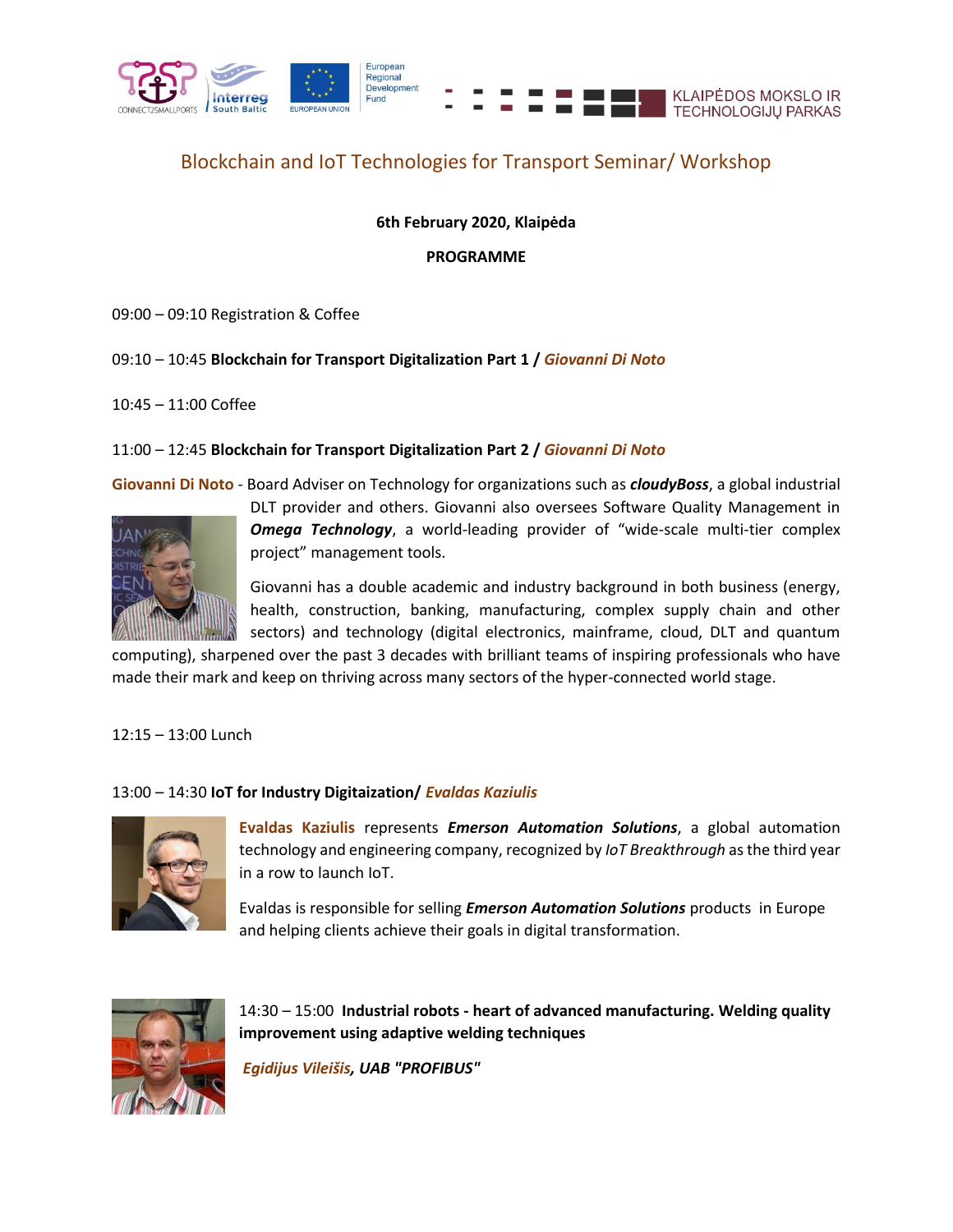# Blockchain and IoT Technologies for Transport Seminar/ Workshop

**6th February 2020, Klaipėda**

**PROGRAMME**

09:00 – 09:10 Registration & Coffee

09:10 – 10:45 **Blockchain for Transport Digitalization Part 1 /** ***Giovanni Di Noto***

10:45 – 11:00 Coffee

11:00 – 12:45 **Blockchain for Transport Digitalization Part 2 /** ***Giovanni Di Noto***

**Giovanni Di Noto** - Board Adviser on Technology for organizations such as ***cloudyBoss***, a global industrial DLT provider and others. Giovanni also oversees Software Quality Management in ***Omega Technology***, a world-leading provider of "wide-scale multi-tier complex project" management tools.

Giovanni has a double academic and industry background in both business (energy, health, construction, banking, manufacturing, complex supply chain and other sectors) and technology (digital electronics, mainframe, cloud, DLT and quantum computing), sharpened over the past 3 decades with brilliant teams of inspiring professionals who have made their mark and keep on thriving across many sectors of the hyper-connected world stage.

12:15 – 13:00 Lunch

13:00 – 14:30 **IoT for Industry Digitaization/** ***Evaldas Kaziulis***

**Evaldas Kaziulis** represents ***Emerson Automation Solutions***, a global automation technology and engineering company, recognized by *IoT Breakthrough* as the third year in a row to launch IoT.

Evaldas is responsible for selling ***Emerson Automation Solutions*** products in Europe and helping clients achieve their goals in digital transformation.

14:30 – 15:00 **Industrial robots - heart of advanced manufacturing. Welding quality improvement using adaptive welding techniques**

***Egidijus Vileišis, UAB "PROFIBUS"***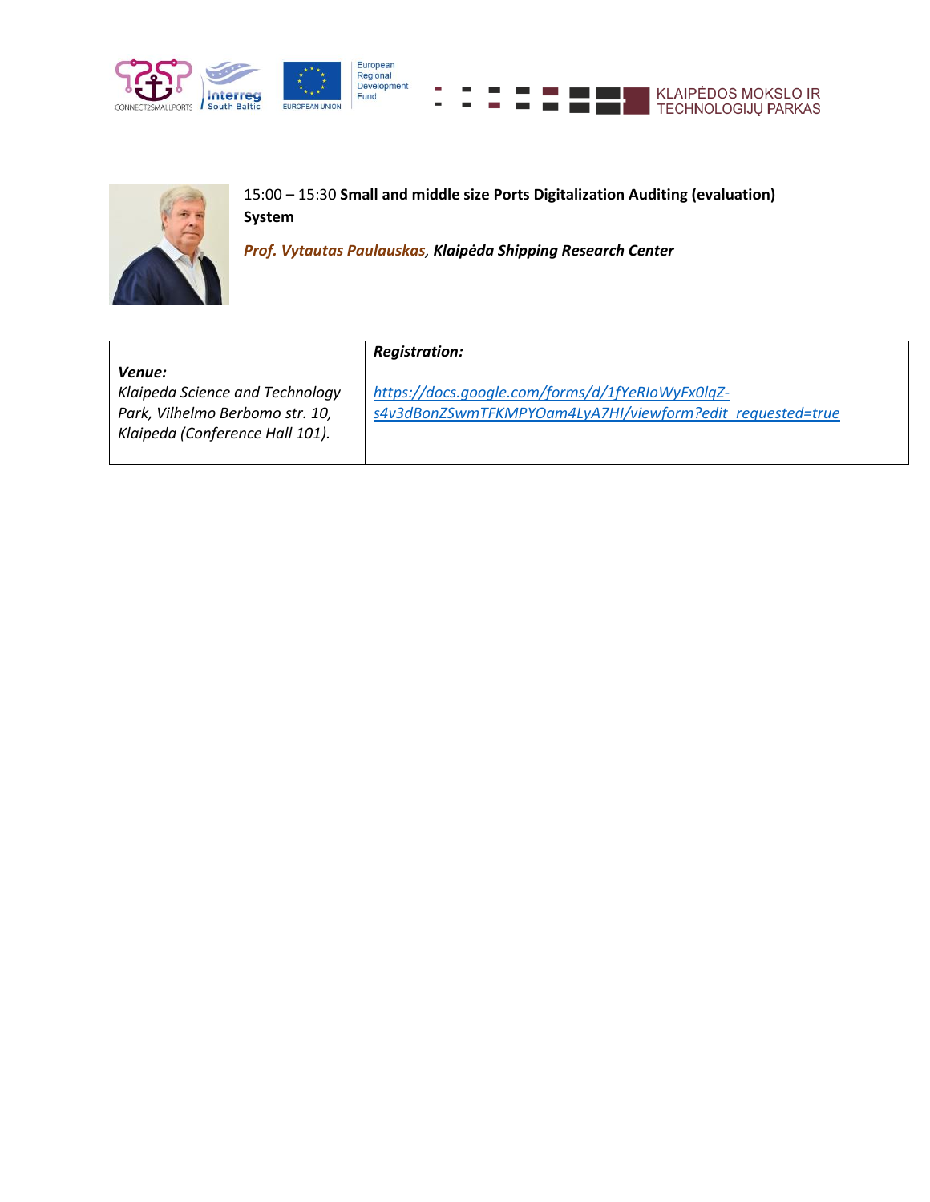15:00 – 15:30 **Small and middle size Ports Digitalization Auditing (evaluation) System**

***Prof. Vytautas Paulauskas*, *Klaipėda Shipping Research Center***

| | |
|---|---|
| ***Venue:***<br>*Klaipeda Science and Technology Park, Vilhelmo Berbomo str. 10, Klaipeda (Conference Hall 101).* | ***Registration:***<br>*https://docs.google.com/forms/d/1fYeRIoWyFx0lqZ-s4v3dBonZSwmTFKMPYOam4LyA7HI/viewform?edit_requested=true* |